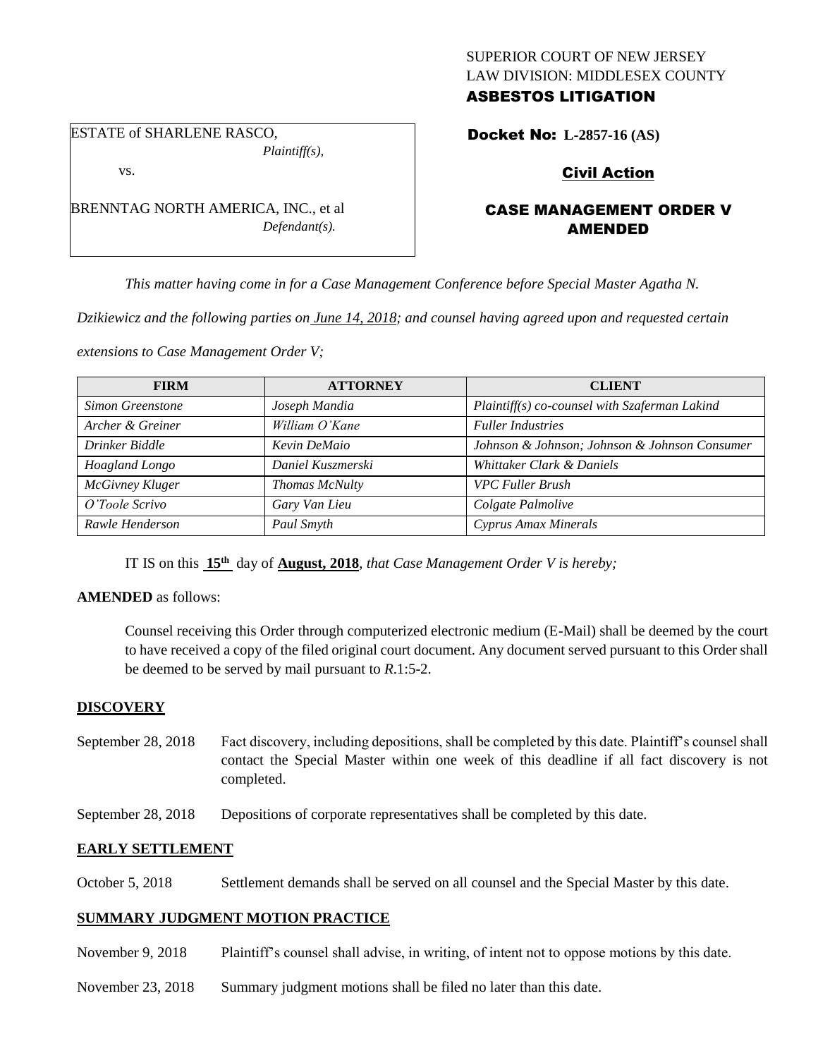SUPERIOR COURT OF NEW JERSEY
LAW DIVISION: MIDDLESEX COUNTY
**ASBESTOS LITIGATION**

ESTATE of SHARLENE RASCO,
*Plaintiff(s),*

vs.

BRENNTAG NORTH AMERICA, INC., et al
*Defendant(s).*

**Docket No: L-2857-16 (AS)**

## Civil Action

## CASE MANAGEMENT ORDER V AMENDED

*This matter having come in for a Case Management Conference before Special Master Agatha N. Dzikiewicz and the following parties on June 14, 2018; and counsel having agreed upon and requested certain extensions to Case Management Order V;*

| FIRM | ATTORNEY | CLIENT |
|---|---|---|
| *Simon Greenstone* | *Joseph Mandia* | *Plaintiff(s) co-counsel with Szaferman Lakind* |
| *Archer & Greiner* | *William O'Kane* | *Fuller Industries* |
| *Drinker Biddle* | *Kevin DeMaio* | *Johnson & Johnson; Johnson & Johnson Consumer* |
| *Hoagland Longo* | *Daniel Kuszmerski* | *Whittaker Clark & Daniels* |
| *McGivney Kluger* | *Thomas McNulty* | *VPC Fuller Brush* |
| *O'Toole Scrivo* | *Gary Van Lieu* | *Colgate Palmolive* |
| *Rawle Henderson* | *Paul Smyth* | *Cyprus Amax Minerals* |

IT IS on this **15th** day of **August, 2018**, *that Case Management Order V is hereby;*

**AMENDED** as follows:

Counsel receiving this Order through computerized electronic medium (E-Mail) shall be deemed by the court to have received a copy of the filed original court document. Any document served pursuant to this Order shall be deemed to be served by mail pursuant to *R*.1:5-2.

**DISCOVERY**

September 28, 2018 — Fact discovery, including depositions, shall be completed by this date. Plaintiff's counsel shall contact the Special Master within one week of this deadline if all fact discovery is not completed.

September 28, 2018 — Depositions of corporate representatives shall be completed by this date.

**EARLY SETTLEMENT**

October 5, 2018 — Settlement demands shall be served on all counsel and the Special Master by this date.

**SUMMARY JUDGMENT MOTION PRACTICE**

November 9, 2018 — Plaintiff's counsel shall advise, in writing, of intent not to oppose motions by this date.

November 23, 2018 — Summary judgment motions shall be filed no later than this date.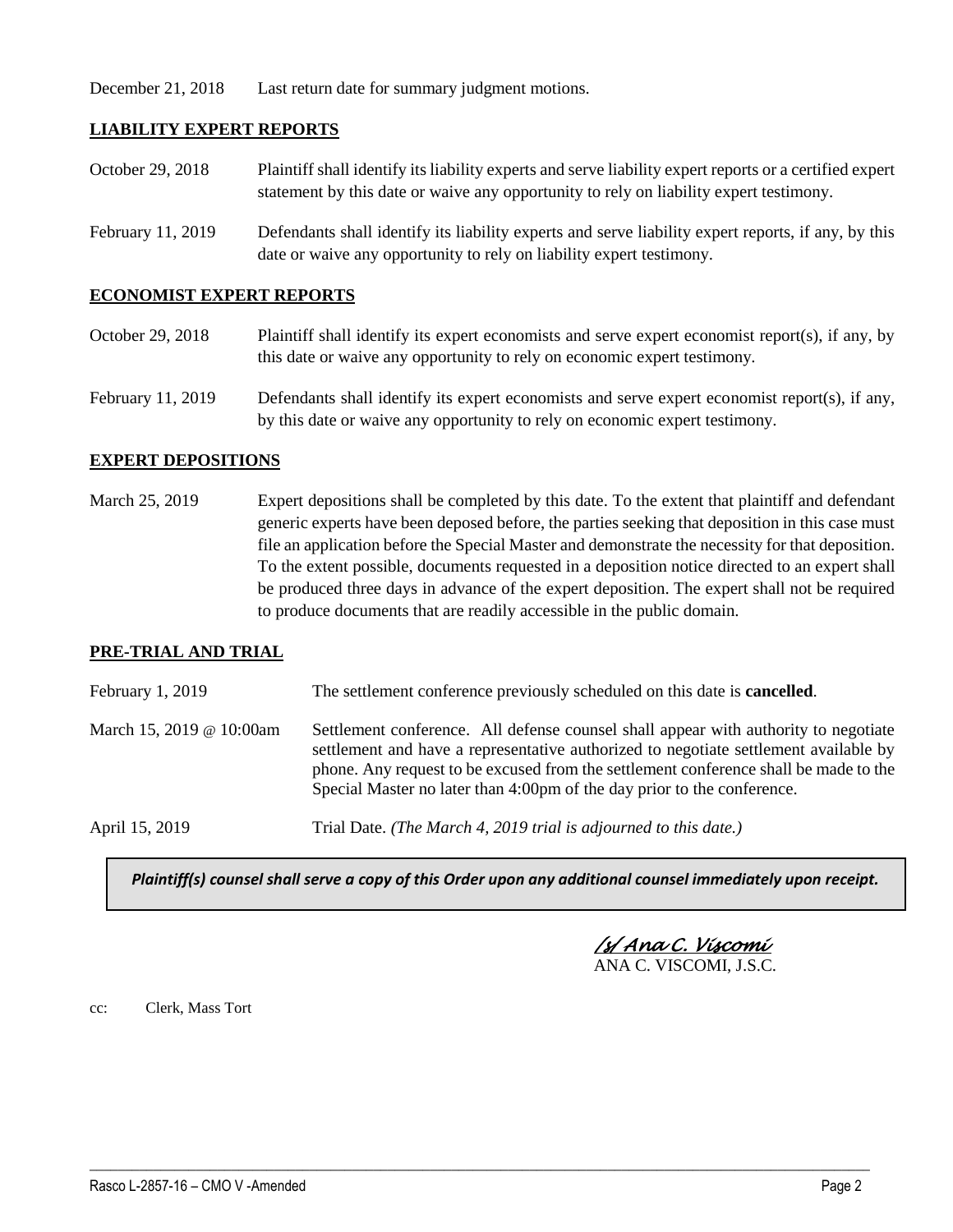| | |
|---|---|
| December 21, 2018 | Last return date for summary judgment motions. |

**LIABILITY EXPERT REPORTS**

| | |
|---|---|
| October 29, 2018 | Plaintiff shall identify its liability experts and serve liability expert reports or a certified expert statement by this date or waive any opportunity to rely on liability expert testimony. |
| February 11, 2019 | Defendants shall identify its liability experts and serve liability expert reports, if any, by this date or waive any opportunity to rely on liability expert testimony. |

**ECONOMIST EXPERT REPORTS**

| | |
|---|---|
| October 29, 2018 | Plaintiff shall identify its expert economists and serve expert economist report(s), if any, by this date or waive any opportunity to rely on economic expert testimony. |
| February 11, 2019 | Defendants shall identify its expert economists and serve expert economist report(s), if any, by this date or waive any opportunity to rely on economic expert testimony. |

**EXPERT DEPOSITIONS**

| | |
|---|---|
| March 25, 2019 | Expert depositions shall be completed by this date. To the extent that plaintiff and defendant generic experts have been deposed before, the parties seeking that deposition in this case must file an application before the Special Master and demonstrate the necessity for that deposition. To the extent possible, documents requested in a deposition notice directed to an expert shall be produced three days in advance of the expert deposition. The expert shall not be required to produce documents that are readily accessible in the public domain. |

**PRE-TRIAL AND TRIAL**

| | |
|---|---|
| February 1, 2019 | The settlement conference previously scheduled on this date is **cancelled**. |
| March 15, 2019 @ 10:00am | Settlement conference. All defense counsel shall appear with authority to negotiate settlement and have a representative authorized to negotiate settlement available by phone. Any request to be excused from the settlement conference shall be made to the Special Master no later than 4:00pm of the day prior to the conference. |
| April 15, 2019 | Trial Date. *(The March 4, 2019 trial is adjourned to this date.)* |

***Plaintiff(s) counsel shall serve a copy of this Order upon any additional counsel immediately upon receipt.***

*/s/ Ana C. Viscomi*
ANA C. VISCOMI, J.S.C.

cc: Clerk, Mass Tort

Rasco L-2857-16 – CMO V -Amended